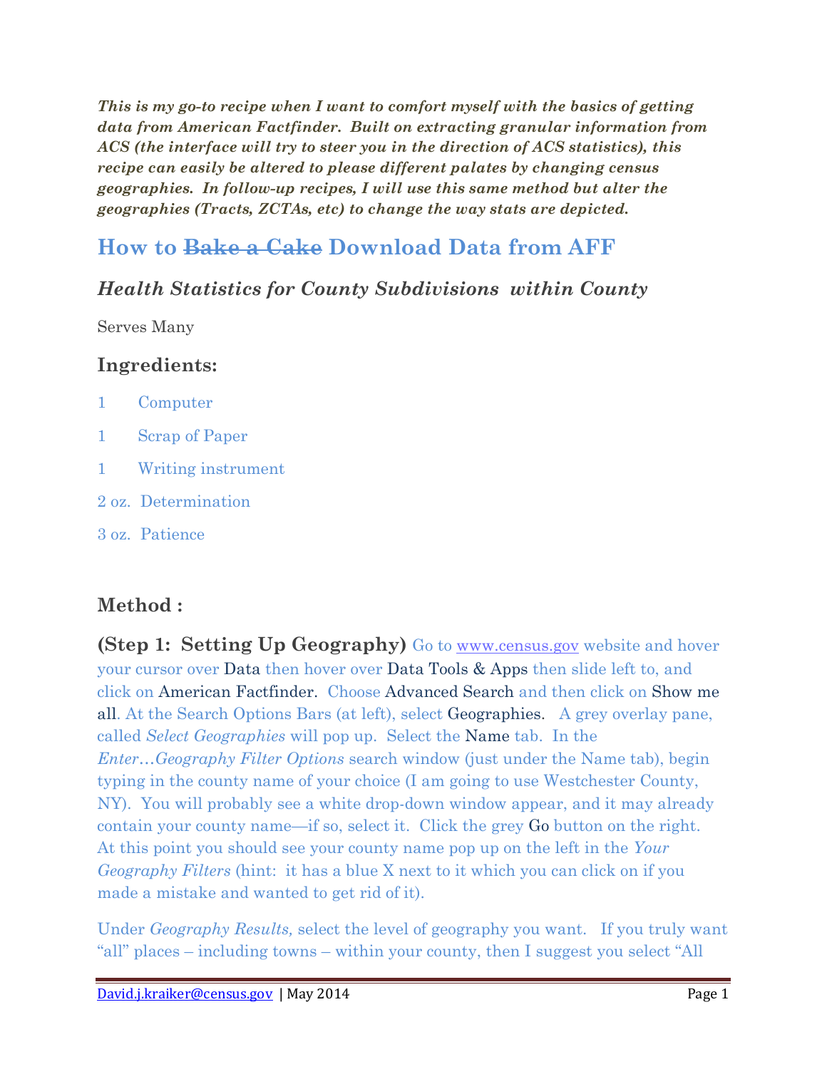***This is my go-to recipe when I want to comfort myself with the basics of getting data from American Factfinder. Built on extracting granular information from ACS (the interface will try to steer you in the direction of ACS statistics), this recipe can easily be altered to please different palates by changing census geographies. In follow-up recipes, I will use this same method but alter the geographies (Tracts, ZCTAs, etc) to change the way stats are depicted.***

# How to ~~Bake a Cake~~ Download Data from AFF

## *Health Statistics for County Subdivisions within County*

Serves Many

### Ingredients:

1 Computer

1 Scrap of Paper

1 Writing instrument

2 oz. Determination

3 oz. Patience

### Method :

**(Step 1: Setting Up Geography)** Go to www.census.gov website and hover your cursor over Data then hover over Data Tools & Apps then slide left to, and click on American Factfinder. Choose Advanced Search and then click on Show me all. At the Search Options Bars (at left), select Geographies. A grey overlay pane, called *Select Geographies* will pop up. Select the Name tab. In the *Enter…Geography Filter Options* search window (just under the Name tab), begin typing in the county name of your choice (I am going to use Westchester County, NY). You will probably see a white drop-down window appear, and it may already contain your county name—if so, select it. Click the grey Go button on the right. At this point you should see your county name pop up on the left in the *Your Geography Filters* (hint: it has a blue X next to it which you can click on if you made a mistake and wanted to get rid of it).

Under *Geography Results,* select the level of geography you want. If you truly want "all" places – including towns – within your county, then I suggest you select "All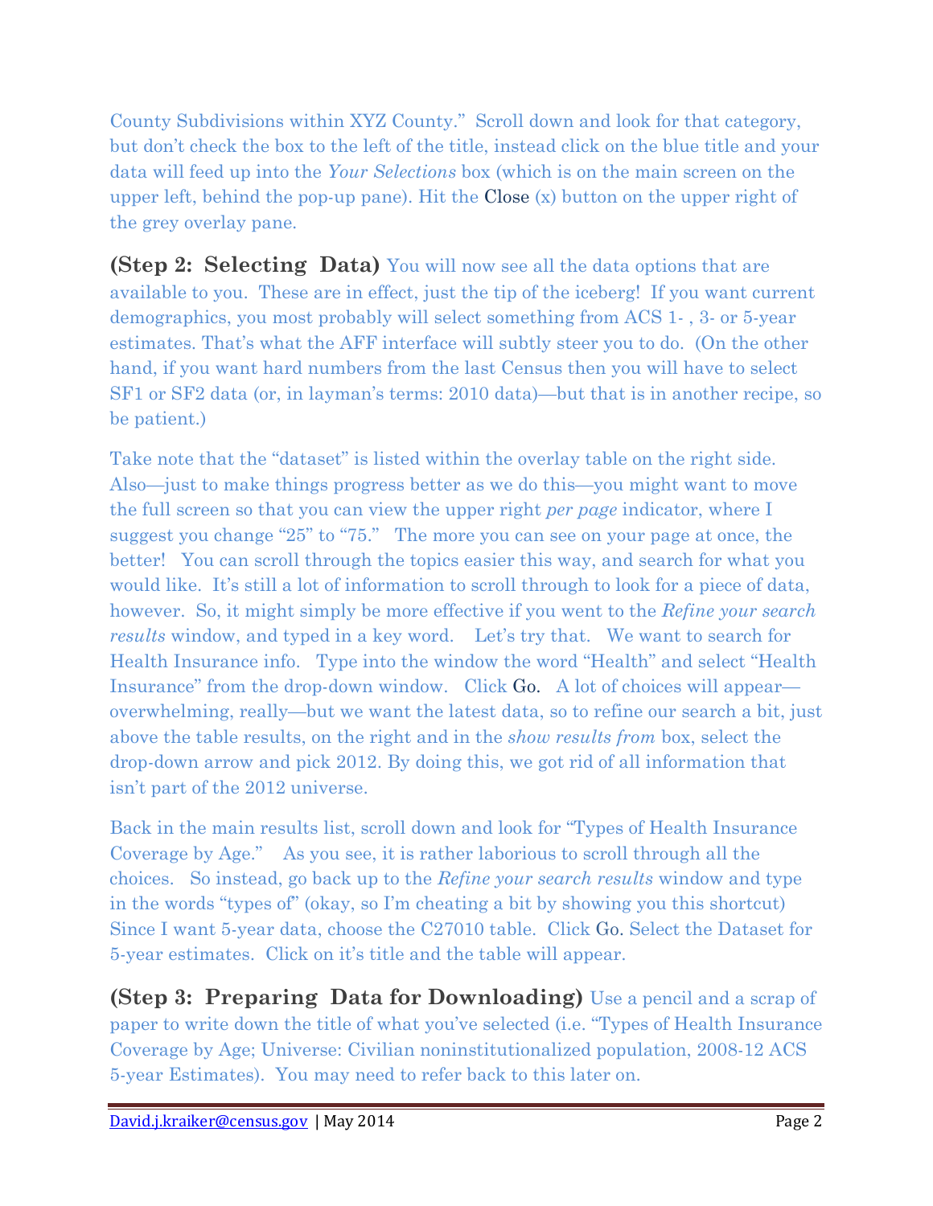County Subdivisions within XYZ County." Scroll down and look for that category, but don't check the box to the left of the title, instead click on the blue title and your data will feed up into the *Your Selections* box (which is on the main screen on the upper left, behind the pop-up pane). Hit the Close (x) button on the upper right of the grey overlay pane.

**(Step 2: Selecting Data)** You will now see all the data options that are available to you. These are in effect, just the tip of the iceberg! If you want current demographics, you most probably will select something from ACS 1- , 3- or 5-year estimates. That's what the AFF interface will subtly steer you to do. (On the other hand, if you want hard numbers from the last Census then you will have to select SF1 or SF2 data (or, in layman's terms: 2010 data)—but that is in another recipe, so be patient.)

Take note that the "dataset" is listed within the overlay table on the right side. Also—just to make things progress better as we do this—you might want to move the full screen so that you can view the upper right *per page* indicator, where I suggest you change "25" to "75." The more you can see on your page at once, the better! You can scroll through the topics easier this way, and search for what you would like. It's still a lot of information to scroll through to look for a piece of data, however. So, it might simply be more effective if you went to the *Refine your search results* window, and typed in a key word. Let's try that. We want to search for Health Insurance info. Type into the window the word "Health" and select "Health Insurance" from the drop-down window. Click Go. A lot of choices will appear—overwhelming, really—but we want the latest data, so to refine our search a bit, just above the table results, on the right and in the *show results from* box, select the drop-down arrow and pick 2012. By doing this, we got rid of all information that isn't part of the 2012 universe.

Back in the main results list, scroll down and look for "Types of Health Insurance Coverage by Age." As you see, it is rather laborious to scroll through all the choices. So instead, go back up to the *Refine your search results* window and type in the words "types of" (okay, so I'm cheating a bit by showing you this shortcut) Since I want 5-year data, choose the C27010 table. Click Go. Select the Dataset for 5-year estimates. Click on it's title and the table will appear.

**(Step 3: Preparing Data for Downloading)** Use a pencil and a scrap of paper to write down the title of what you've selected (i.e. "Types of Health Insurance Coverage by Age; Universe: Civilian noninstitutionalized population, 2008-12 ACS 5-year Estimates). You may need to refer back to this later on.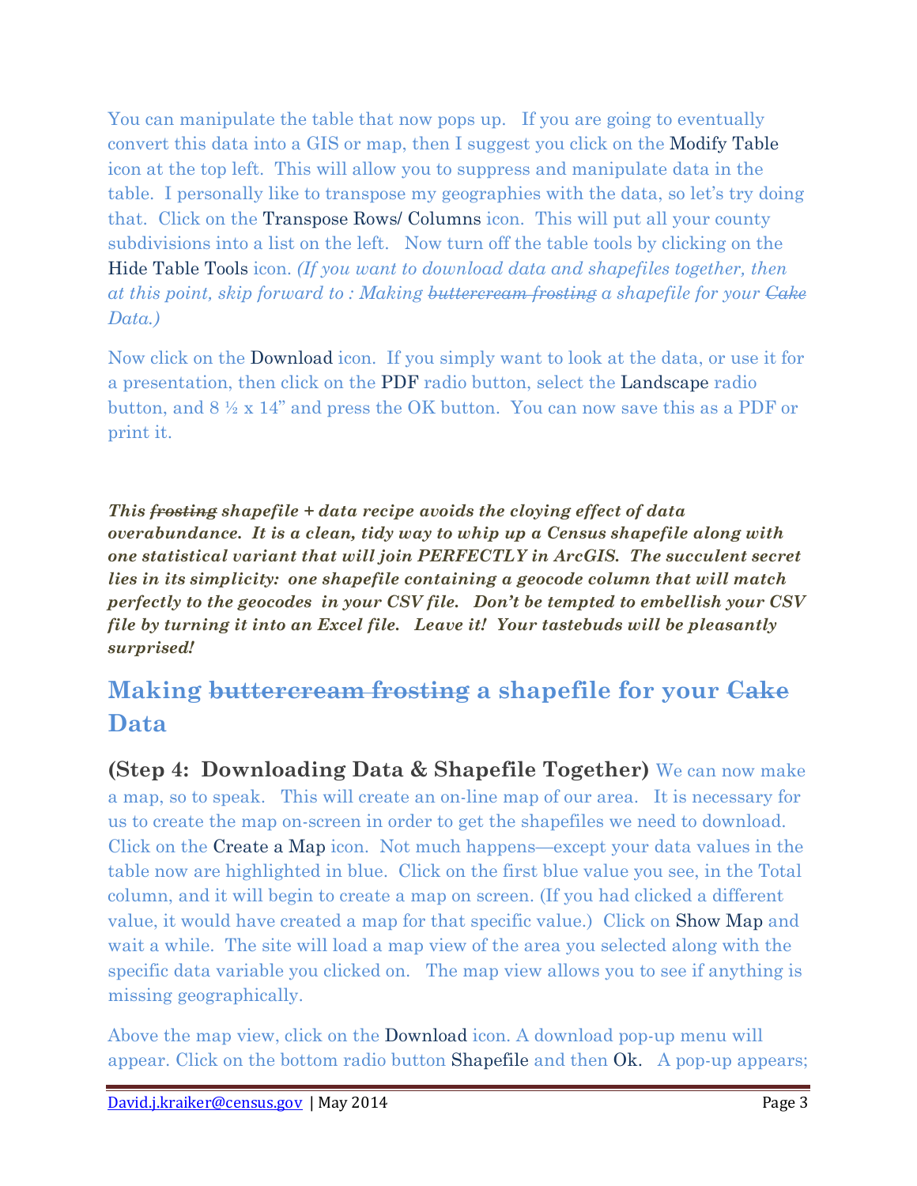You can manipulate the table that now pops up. If you are going to eventually convert this data into a GIS or map, then I suggest you click on the Modify Table icon at the top left. This will allow you to suppress and manipulate data in the table. I personally like to transpose my geographies with the data, so let's try doing that. Click on the Transpose Rows/ Columns icon. This will put all your county subdivisions into a list on the left. Now turn off the table tools by clicking on the Hide Table Tools icon. *(If you want to download data and shapefiles together, then at this point, skip forward to : Making ~~buttercream frosting~~ a shapefile for your ~~Cake~~ Data.)*

Now click on the Download icon. If you simply want to look at the data, or use it for a presentation, then click on the PDF radio button, select the Landscape radio button, and 8 ½ x 14" and press the OK button. You can now save this as a PDF or print it.

***This ~~frosting~~ shapefile + data recipe avoids the cloying effect of data overabundance. It is a clean, tidy way to whip up a Census shapefile along with one statistical variant that will join PERFECTLY in ArcGIS. The succulent secret lies in its simplicity: one shapefile containing a geocode column that will match perfectly to the geocodes in your CSV file. Don't be tempted to embellish your CSV file by turning it into an Excel file. Leave it! Your tastebuds will be pleasantly surprised!***

## Making ~~buttercream frosting~~ a shapefile for your ~~Cake~~ Data

**(Step 4: Downloading Data & Shapefile Together)** We can now make a map, so to speak. This will create an on-line map of our area. It is necessary for us to create the map on-screen in order to get the shapefiles we need to download. Click on the Create a Map icon. Not much happens—except your data values in the table now are highlighted in blue. Click on the first blue value you see, in the Total column, and it will begin to create a map on screen. (If you had clicked a different value, it would have created a map for that specific value.) Click on Show Map and wait a while. The site will load a map view of the area you selected along with the specific data variable you clicked on. The map view allows you to see if anything is missing geographically.

Above the map view, click on the Download icon. A download pop-up menu will appear. Click on the bottom radio button Shapefile and then Ok. A pop-up appears;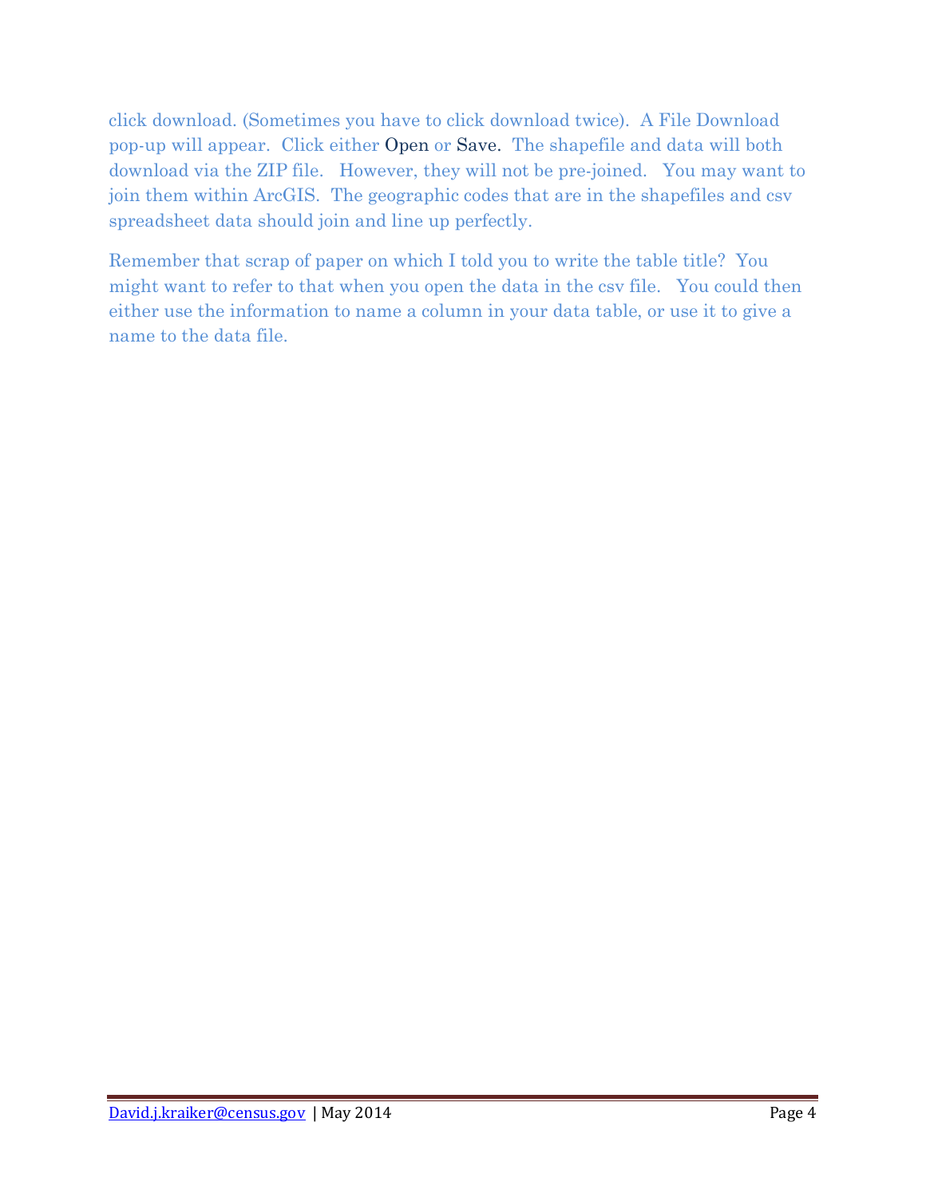click download. (Sometimes you have to click download twice). A File Download pop-up will appear. Click either Open or Save. The shapefile and data will both download via the ZIP file. However, they will not be pre-joined. You may want to join them within ArcGIS. The geographic codes that are in the shapefiles and csv spreadsheet data should join and line up perfectly.

Remember that scrap of paper on which I told you to write the table title? You might want to refer to that when you open the data in the csv file. You could then either use the information to name a column in your data table, or use it to give a name to the data file.